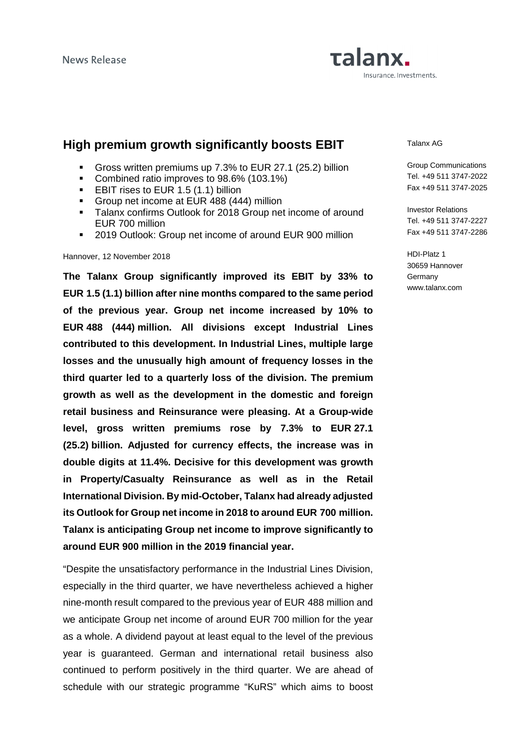News Release

**Talanx.** Insurance. Investments.

# High premium growth significantly boosts EBIT

- Gross written premiums up 7.3% to EUR 27.1 (25.2) billion
- Combined ratio improves to 98.6% (103.1%)
- EBIT rises to EUR 1.5 (1.1) billion
- Group net income at EUR 488 (444) million
- Talanx confirms Outlook for 2018 Group net income of around EUR 700 million
- 2019 Outlook: Group net income of around EUR 900 million

Hannover, 12 November 2018

**The Talanx Group significantly improved its EBIT by 33% to EUR 1.5 (1.1) billion after nine months compared to the same period of the previous year. Group net income increased by 10% to EUR 488 (444) million. All divisions except Industrial Lines contributed to this development. In Industrial Lines, multiple large losses and the unusually high amount of frequency losses in the third quarter led to a quarterly loss of the division. The premium growth as well as the development in the domestic and foreign retail business and Reinsurance were pleasing. At a Group-wide level, gross written premiums rose by 7.3% to EUR 27.1 (25.2) billion. Adjusted for currency effects, the increase was in double digits at 11.4%. Decisive for this development was growth in Property/Casualty Reinsurance as well as in the Retail International Division. By mid-October, Talanx had already adjusted its Outlook for Group net income in 2018 to around EUR 700 million. Talanx is anticipating Group net income to improve significantly to around EUR 900 million in the 2019 financial year.**

"Despite the unsatisfactory performance in the Industrial Lines Division, especially in the third quarter, we have nevertheless achieved a higher nine-month result compared to the previous year of EUR 488 million and we anticipate Group net income of around EUR 700 million for the year as a whole. A dividend payout at least equal to the level of the previous year is guaranteed. German and international retail business also continued to perform positively in the third quarter. We are ahead of schedule with our strategic programme "KuRS" which aims to boost

Talanx AG

Group Communications
Tel. +49 511 3747-2022
Fax +49 511 3747-2025

Investor Relations
Tel. +49 511 3747-2227
Fax +49 511 3747-2286

HDI-Platz 1
30659 Hannover
Germany
www.talanx.com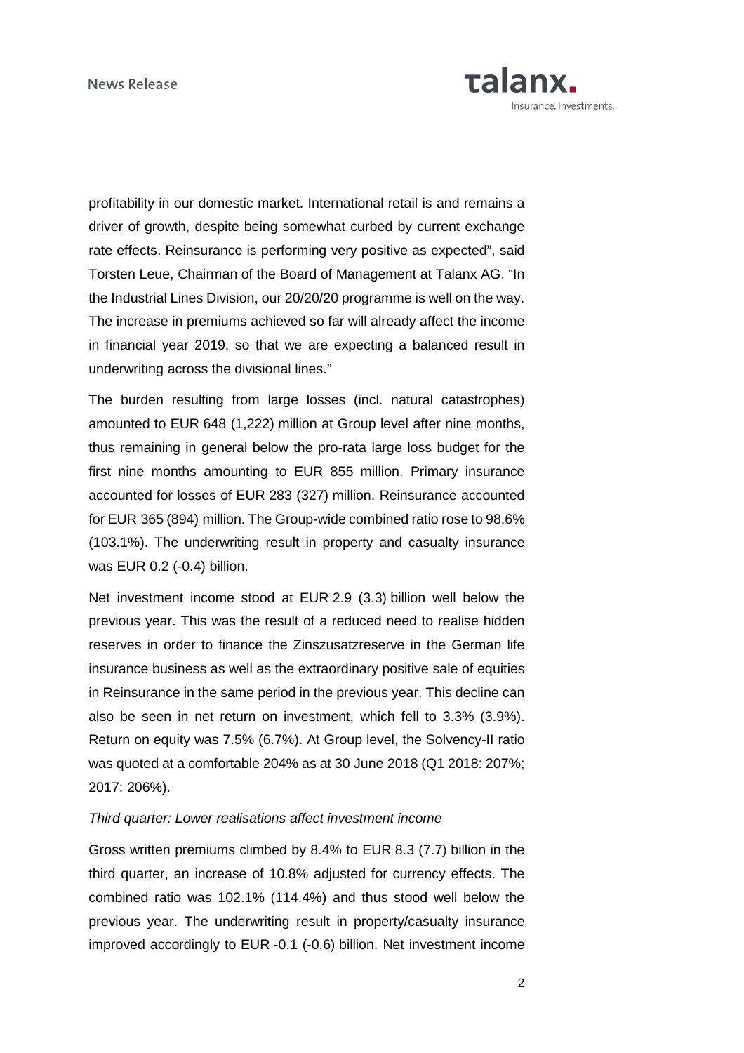profitability in our domestic market. International retail is and remains a driver of growth, despite being somewhat curbed by current exchange rate effects. Reinsurance is performing very positive as expected", said Torsten Leue, Chairman of the Board of Management at Talanx AG. "In the Industrial Lines Division, our 20/20/20 programme is well on the way. The increase in premiums achieved so far will already affect the income in financial year 2019, so that we are expecting a balanced result in underwriting across the divisional lines."

The burden resulting from large losses (incl. natural catastrophes) amounted to EUR 648 (1,222) million at Group level after nine months, thus remaining in general below the pro-rata large loss budget for the first nine months amounting to EUR 855 million. Primary insurance accounted for losses of EUR 283 (327) million. Reinsurance accounted for EUR 365 (894) million. The Group-wide combined ratio rose to 98.6% (103.1%). The underwriting result in property and casualty insurance was EUR 0.2 (-0.4) billion.

Net investment income stood at EUR 2.9 (3.3) billion well below the previous year. This was the result of a reduced need to realise hidden reserves in order to finance the Zinszusatzreserve in the German life insurance business as well as the extraordinary positive sale of equities in Reinsurance in the same period in the previous year. This decline can also be seen in net return on investment, which fell to 3.3% (3.9%). Return on equity was 7.5% (6.7%). At Group level, the Solvency-II ratio was quoted at a comfortable 204% as at 30 June 2018 (Q1 2018: 207%; 2017: 206%).

*Third quarter: Lower realisations affect investment income*

Gross written premiums climbed by 8.4% to EUR 8.3 (7.7) billion in the third quarter, an increase of 10.8% adjusted for currency effects. The combined ratio was 102.1% (114.4%) and thus stood well below the previous year. The underwriting result in property/casualty insurance improved accordingly to EUR -0.1 (-0,6) billion. Net investment income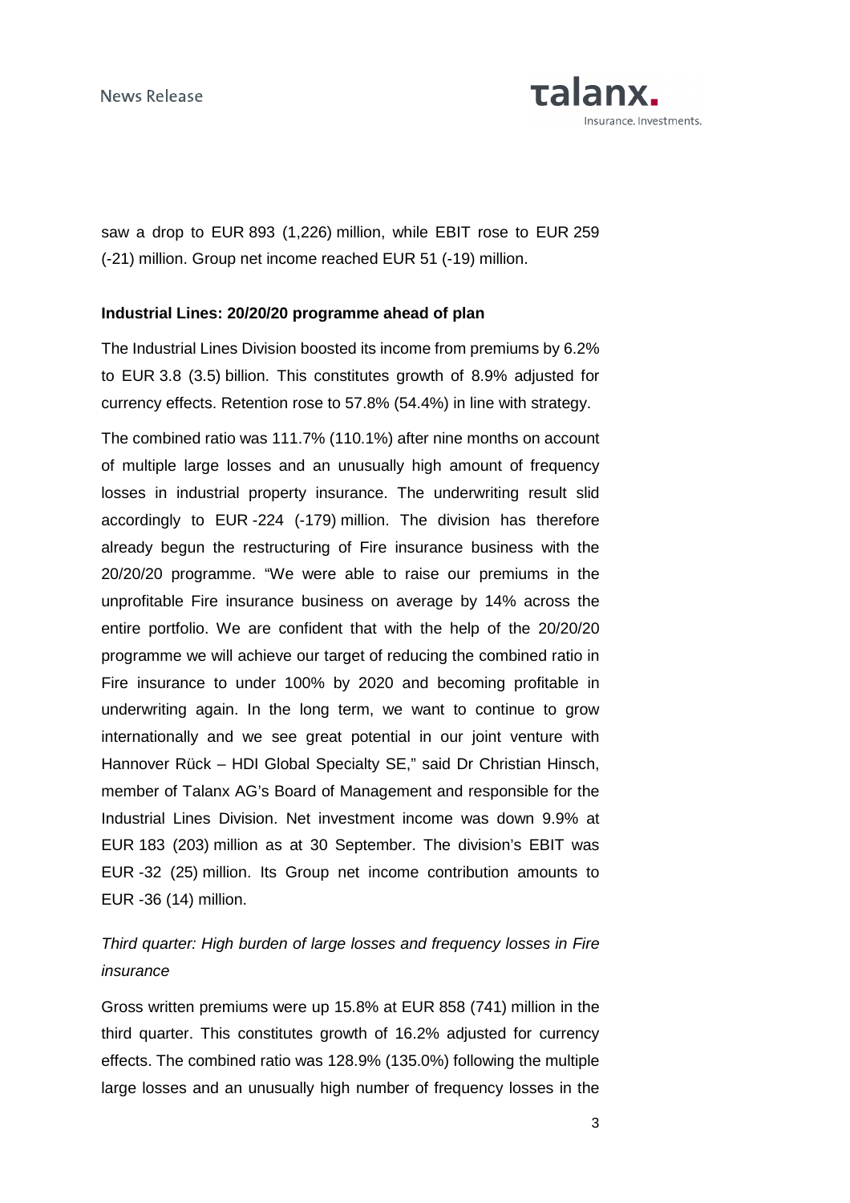saw a drop to EUR 893 (1,226) million, while EBIT rose to EUR 259 (-21) million. Group net income reached EUR 51 (-19) million.

**Industrial Lines: 20/20/20 programme ahead of plan**

The Industrial Lines Division boosted its income from premiums by 6.2% to EUR 3.8 (3.5) billion. This constitutes growth of 8.9% adjusted for currency effects. Retention rose to 57.8% (54.4%) in line with strategy.

The combined ratio was 111.7% (110.1%) after nine months on account of multiple large losses and an unusually high amount of frequency losses in industrial property insurance. The underwriting result slid accordingly to EUR -224 (-179) million. The division has therefore already begun the restructuring of Fire insurance business with the 20/20/20 programme. "We were able to raise our premiums in the unprofitable Fire insurance business on average by 14% across the entire portfolio. We are confident that with the help of the 20/20/20 programme we will achieve our target of reducing the combined ratio in Fire insurance to under 100% by 2020 and becoming profitable in underwriting again. In the long term, we want to continue to grow internationally and we see great potential in our joint venture with Hannover Rück – HDI Global Specialty SE," said Dr Christian Hinsch, member of Talanx AG's Board of Management and responsible for the Industrial Lines Division. Net investment income was down 9.9% at EUR 183 (203) million as at 30 September. The division's EBIT was EUR -32 (25) million. Its Group net income contribution amounts to EUR -36 (14) million.

*Third quarter: High burden of large losses and frequency losses in Fire insurance*

Gross written premiums were up 15.8% at EUR 858 (741) million in the third quarter. This constitutes growth of 16.2% adjusted for currency effects. The combined ratio was 128.9% (135.0%) following the multiple large losses and an unusually high number of frequency losses in the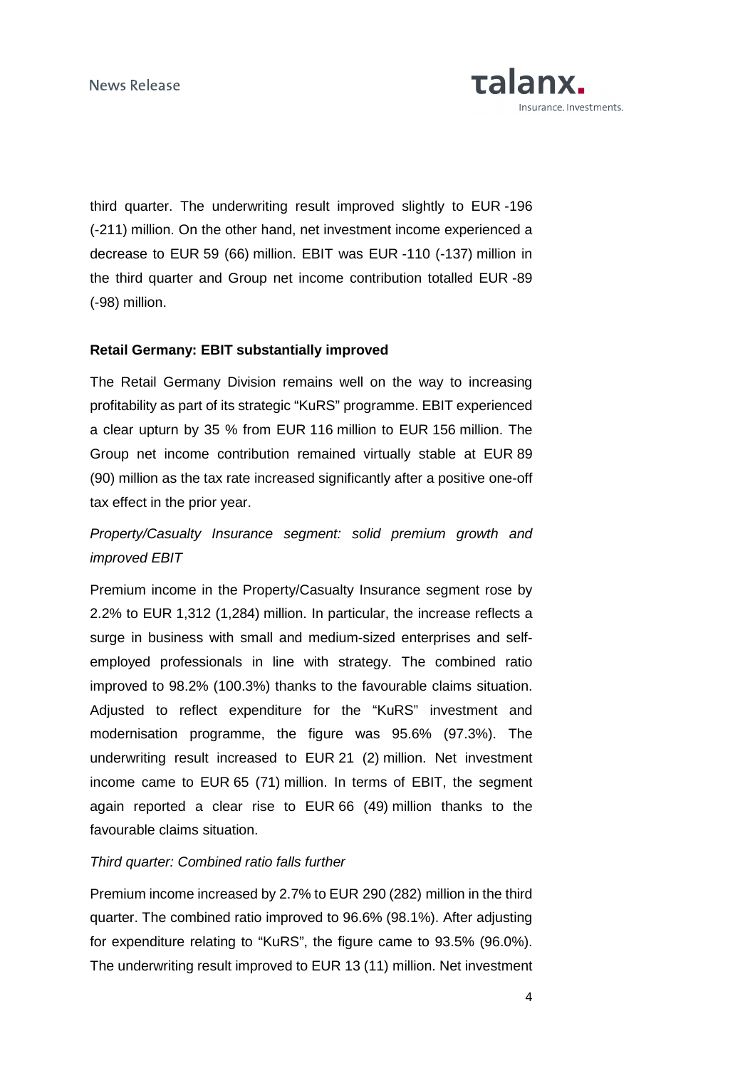third quarter. The underwriting result improved slightly to EUR -196 (-211) million. On the other hand, net investment income experienced a decrease to EUR 59 (66) million. EBIT was EUR -110 (-137) million in the third quarter and Group net income contribution totalled EUR -89 (-98) million.

**Retail Germany: EBIT substantially improved**

The Retail Germany Division remains well on the way to increasing profitability as part of its strategic "KuRS" programme. EBIT experienced a clear upturn by 35 % from EUR 116 million to EUR 156 million. The Group net income contribution remained virtually stable at EUR 89 (90) million as the tax rate increased significantly after a positive one-off tax effect in the prior year.

*Property/Casualty Insurance segment: solid premium growth and improved EBIT*

Premium income in the Property/Casualty Insurance segment rose by 2.2% to EUR 1,312 (1,284) million. In particular, the increase reflects a surge in business with small and medium-sized enterprises and self-employed professionals in line with strategy. The combined ratio improved to 98.2% (100.3%) thanks to the favourable claims situation. Adjusted to reflect expenditure for the "KuRS" investment and modernisation programme, the figure was 95.6% (97.3%). The underwriting result increased to EUR 21 (2) million. Net investment income came to EUR 65 (71) million. In terms of EBIT, the segment again reported a clear rise to EUR 66 (49) million thanks to the favourable claims situation.

*Third quarter: Combined ratio falls further*

Premium income increased by 2.7% to EUR 290 (282) million in the third quarter. The combined ratio improved to 96.6% (98.1%). After adjusting for expenditure relating to "KuRS", the figure came to 93.5% (96.0%). The underwriting result improved to EUR 13 (11) million. Net investment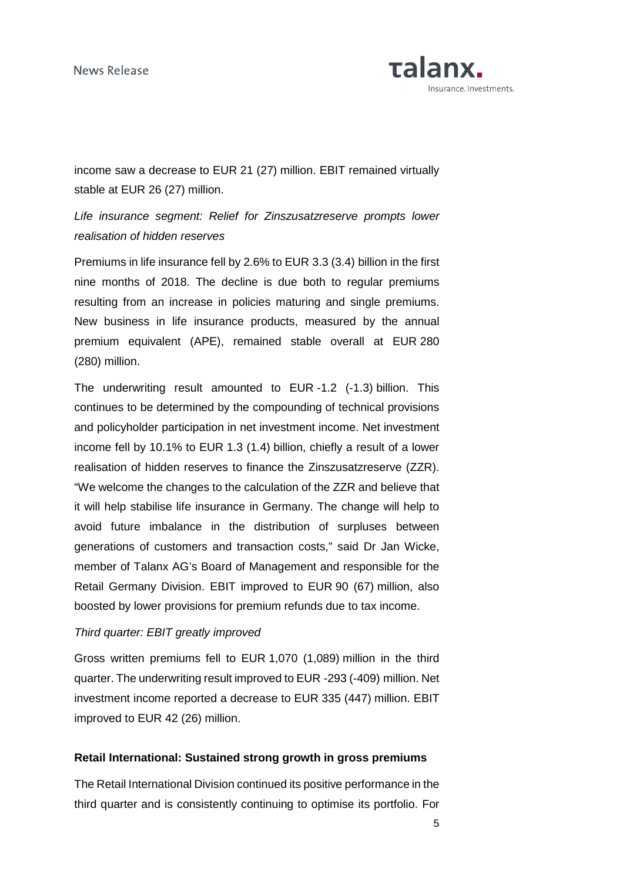income saw a decrease to EUR 21 (27) million. EBIT remained virtually stable at EUR 26 (27) million.

*Life insurance segment: Relief for Zinszusatzreserve prompts lower realisation of hidden reserves*

Premiums in life insurance fell by 2.6% to EUR 3.3 (3.4) billion in the first nine months of 2018. The decline is due both to regular premiums resulting from an increase in policies maturing and single premiums. New business in life insurance products, measured by the annual premium equivalent (APE), remained stable overall at EUR 280 (280) million.

The underwriting result amounted to EUR -1.2 (-1.3) billion. This continues to be determined by the compounding of technical provisions and policyholder participation in net investment income. Net investment income fell by 10.1% to EUR 1.3 (1.4) billion, chiefly a result of a lower realisation of hidden reserves to finance the Zinszusatzreserve (ZZR). "We welcome the changes to the calculation of the ZZR and believe that it will help stabilise life insurance in Germany. The change will help to avoid future imbalance in the distribution of surpluses between generations of customers and transaction costs," said Dr Jan Wicke, member of Talanx AG's Board of Management and responsible for the Retail Germany Division. EBIT improved to EUR 90 (67) million, also boosted by lower provisions for premium refunds due to tax income.

*Third quarter: EBIT greatly improved*

Gross written premiums fell to EUR 1,070 (1,089) million in the third quarter. The underwriting result improved to EUR -293 (-409) million. Net investment income reported a decrease to EUR 335 (447) million. EBIT improved to EUR 42 (26) million.

**Retail International: Sustained strong growth in gross premiums**

The Retail International Division continued its positive performance in the third quarter and is consistently continuing to optimise its portfolio. For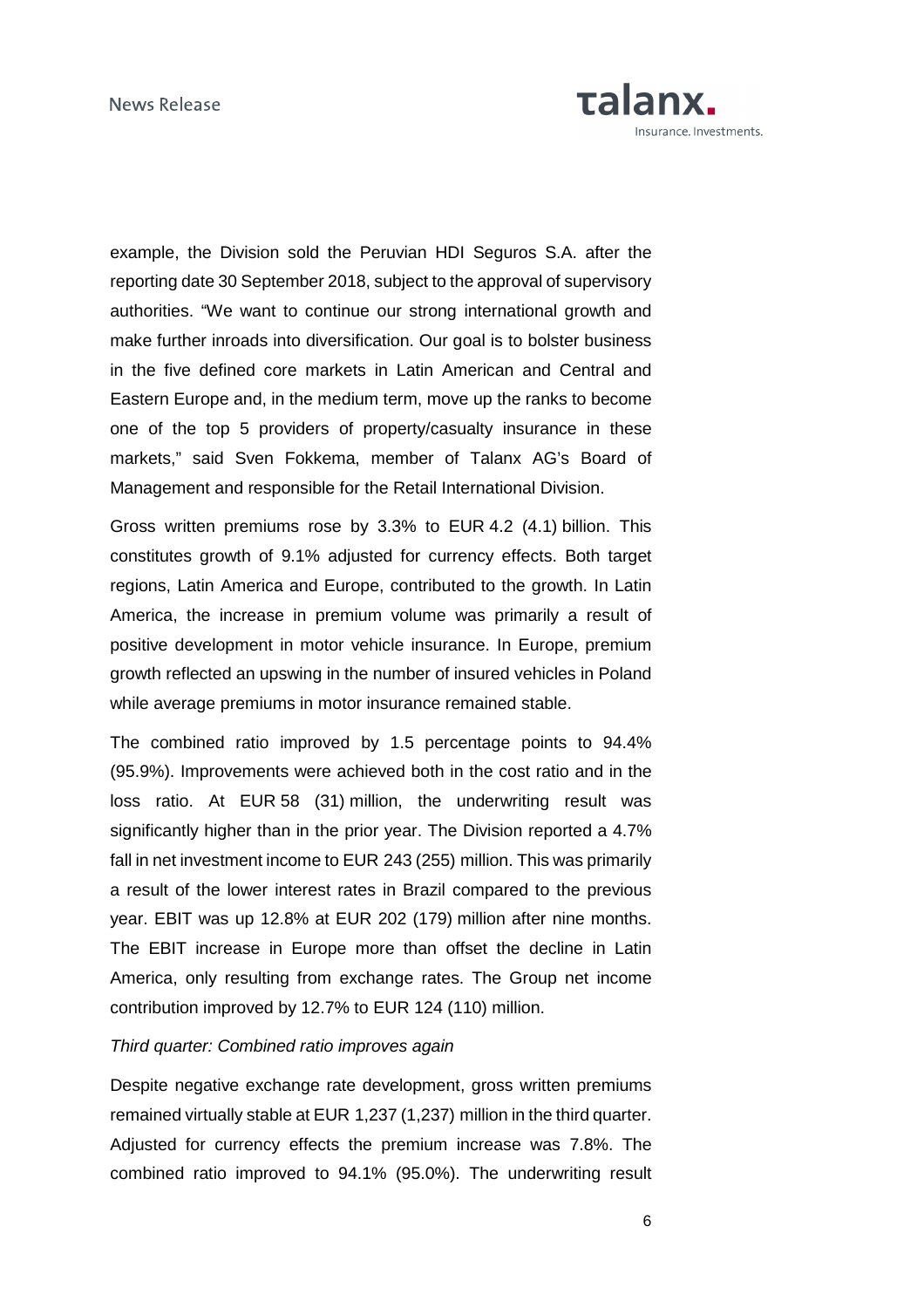example, the Division sold the Peruvian HDI Seguros S.A. after the reporting date 30 September 2018, subject to the approval of supervisory authorities. "We want to continue our strong international growth and make further inroads into diversification. Our goal is to bolster business in the five defined core markets in Latin American and Central and Eastern Europe and, in the medium term, move up the ranks to become one of the top 5 providers of property/casualty insurance in these markets," said Sven Fokkema, member of Talanx AG's Board of Management and responsible for the Retail International Division.

Gross written premiums rose by 3.3% to EUR 4.2 (4.1) billion. This constitutes growth of 9.1% adjusted for currency effects. Both target regions, Latin America and Europe, contributed to the growth. In Latin America, the increase in premium volume was primarily a result of positive development in motor vehicle insurance. In Europe, premium growth reflected an upswing in the number of insured vehicles in Poland while average premiums in motor insurance remained stable.

The combined ratio improved by 1.5 percentage points to 94.4% (95.9%). Improvements were achieved both in the cost ratio and in the loss ratio. At EUR 58 (31) million, the underwriting result was significantly higher than in the prior year. The Division reported a 4.7% fall in net investment income to EUR 243 (255) million. This was primarily a result of the lower interest rates in Brazil compared to the previous year. EBIT was up 12.8% at EUR 202 (179) million after nine months. The EBIT increase in Europe more than offset the decline in Latin America, only resulting from exchange rates. The Group net income contribution improved by 12.7% to EUR 124 (110) million.

*Third quarter: Combined ratio improves again*

Despite negative exchange rate development, gross written premiums remained virtually stable at EUR 1,237 (1,237) million in the third quarter. Adjusted for currency effects the premium increase was 7.8%. The combined ratio improved to 94.1% (95.0%). The underwriting result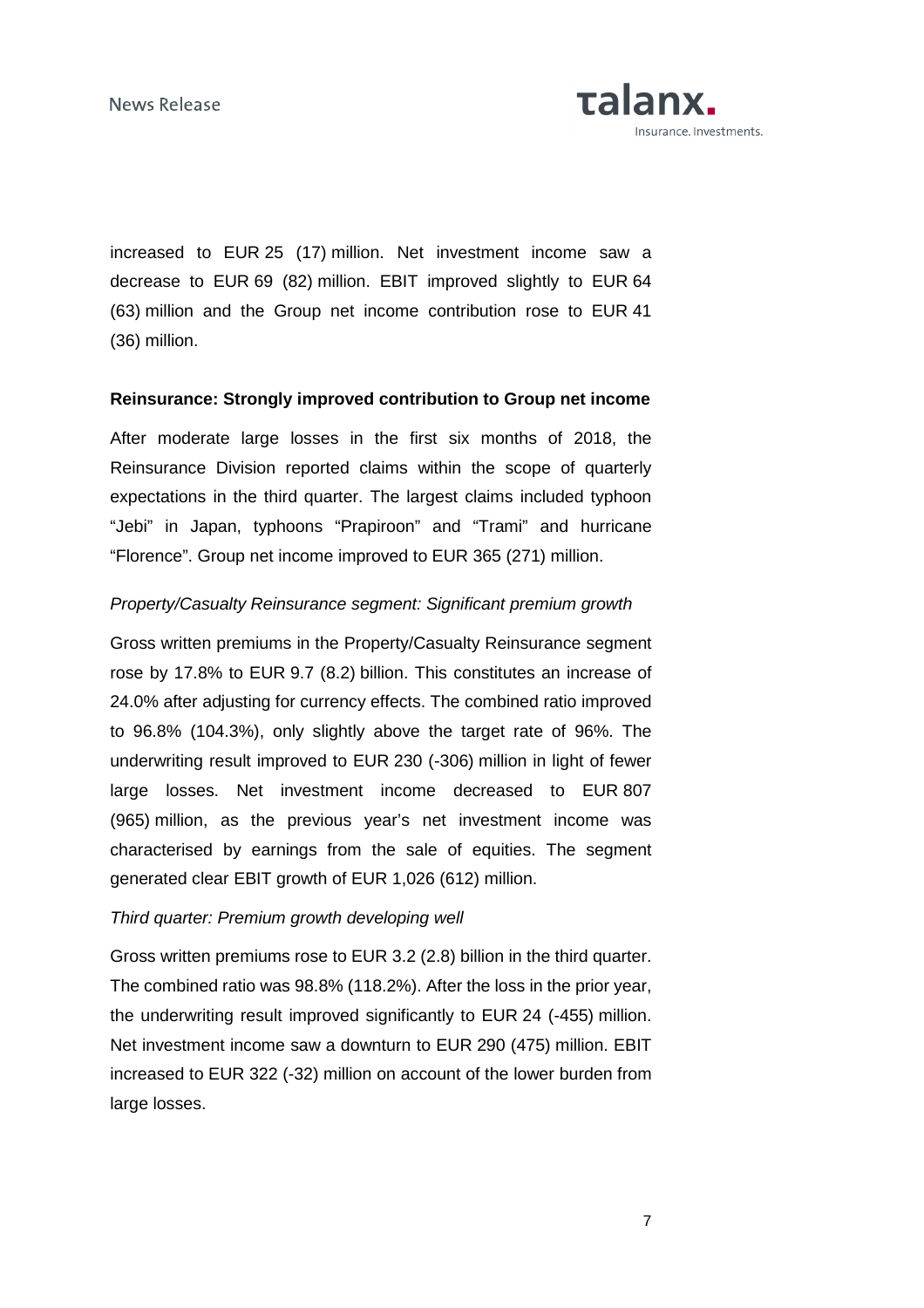increased to EUR 25 (17) million. Net investment income saw a decrease to EUR 69 (82) million. EBIT improved slightly to EUR 64 (63) million and the Group net income contribution rose to EUR 41 (36) million.

**Reinsurance: Strongly improved contribution to Group net income**

After moderate large losses in the first six months of 2018, the Reinsurance Division reported claims within the scope of quarterly expectations in the third quarter. The largest claims included typhoon "Jebi" in Japan, typhoons "Prapiroon" and "Trami" and hurricane "Florence". Group net income improved to EUR 365 (271) million.

*Property/Casualty Reinsurance segment: Significant premium growth*

Gross written premiums in the Property/Casualty Reinsurance segment rose by 17.8% to EUR 9.7 (8.2) billion. This constitutes an increase of 24.0% after adjusting for currency effects. The combined ratio improved to 96.8% (104.3%), only slightly above the target rate of 96%. The underwriting result improved to EUR 230 (-306) million in light of fewer large losses. Net investment income decreased to EUR 807 (965) million, as the previous year's net investment income was characterised by earnings from the sale of equities. The segment generated clear EBIT growth of EUR 1,026 (612) million.

*Third quarter: Premium growth developing well*

Gross written premiums rose to EUR 3.2 (2.8) billion in the third quarter. The combined ratio was 98.8% (118.2%). After the loss in the prior year, the underwriting result improved significantly to EUR 24 (-455) million. Net investment income saw a downturn to EUR 290 (475) million. EBIT increased to EUR 322 (-32) million on account of the lower burden from large losses.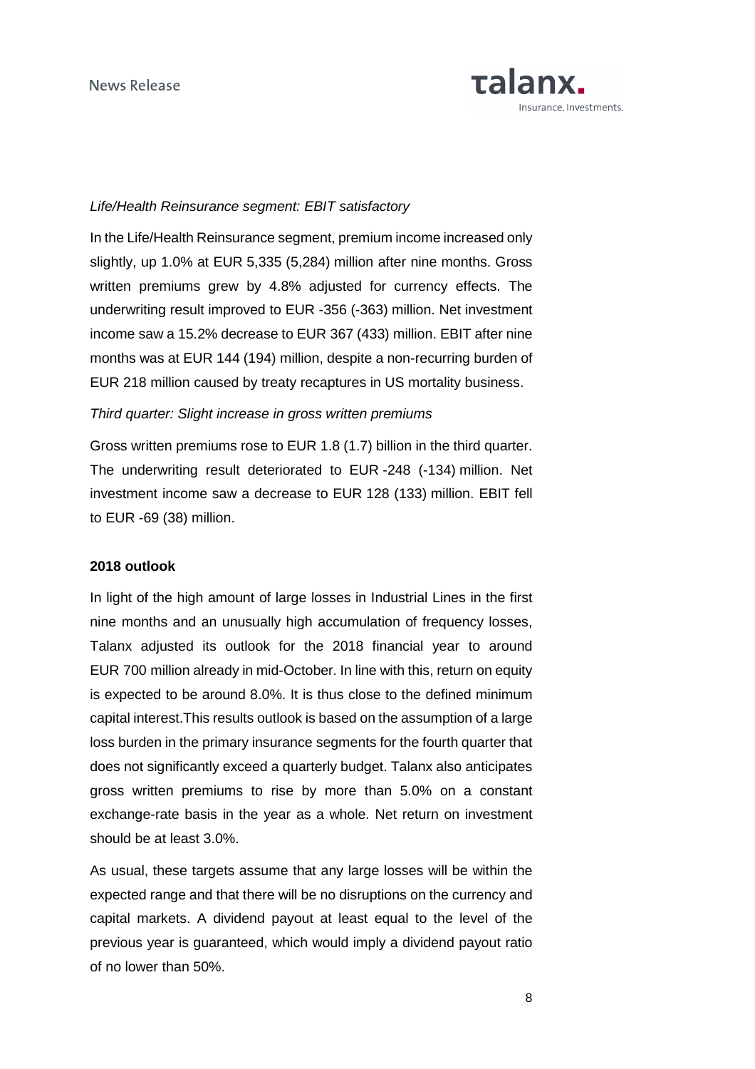*Life/Health Reinsurance segment: EBIT satisfactory*

In the Life/Health Reinsurance segment, premium income increased only slightly, up 1.0% at EUR 5,335 (5,284) million after nine months. Gross written premiums grew by 4.8% adjusted for currency effects. The underwriting result improved to EUR -356 (-363) million. Net investment income saw a 15.2% decrease to EUR 367 (433) million. EBIT after nine months was at EUR 144 (194) million, despite a non-recurring burden of EUR 218 million caused by treaty recaptures in US mortality business.

*Third quarter: Slight increase in gross written premiums*

Gross written premiums rose to EUR 1.8 (1.7) billion in the third quarter. The underwriting result deteriorated to EUR -248 (-134) million. Net investment income saw a decrease to EUR 128 (133) million. EBIT fell to EUR -69 (38) million.

**2018 outlook**

In light of the high amount of large losses in Industrial Lines in the first nine months and an unusually high accumulation of frequency losses, Talanx adjusted its outlook for the 2018 financial year to around EUR 700 million already in mid-October. In line with this, return on equity is expected to be around 8.0%. It is thus close to the defined minimum capital interest.This results outlook is based on the assumption of a large loss burden in the primary insurance segments for the fourth quarter that does not significantly exceed a quarterly budget. Talanx also anticipates gross written premiums to rise by more than 5.0% on a constant exchange-rate basis in the year as a whole. Net return on investment should be at least 3.0%.

As usual, these targets assume that any large losses will be within the expected range and that there will be no disruptions on the currency and capital markets. A dividend payout at least equal to the level of the previous year is guaranteed, which would imply a dividend payout ratio of no lower than 50%.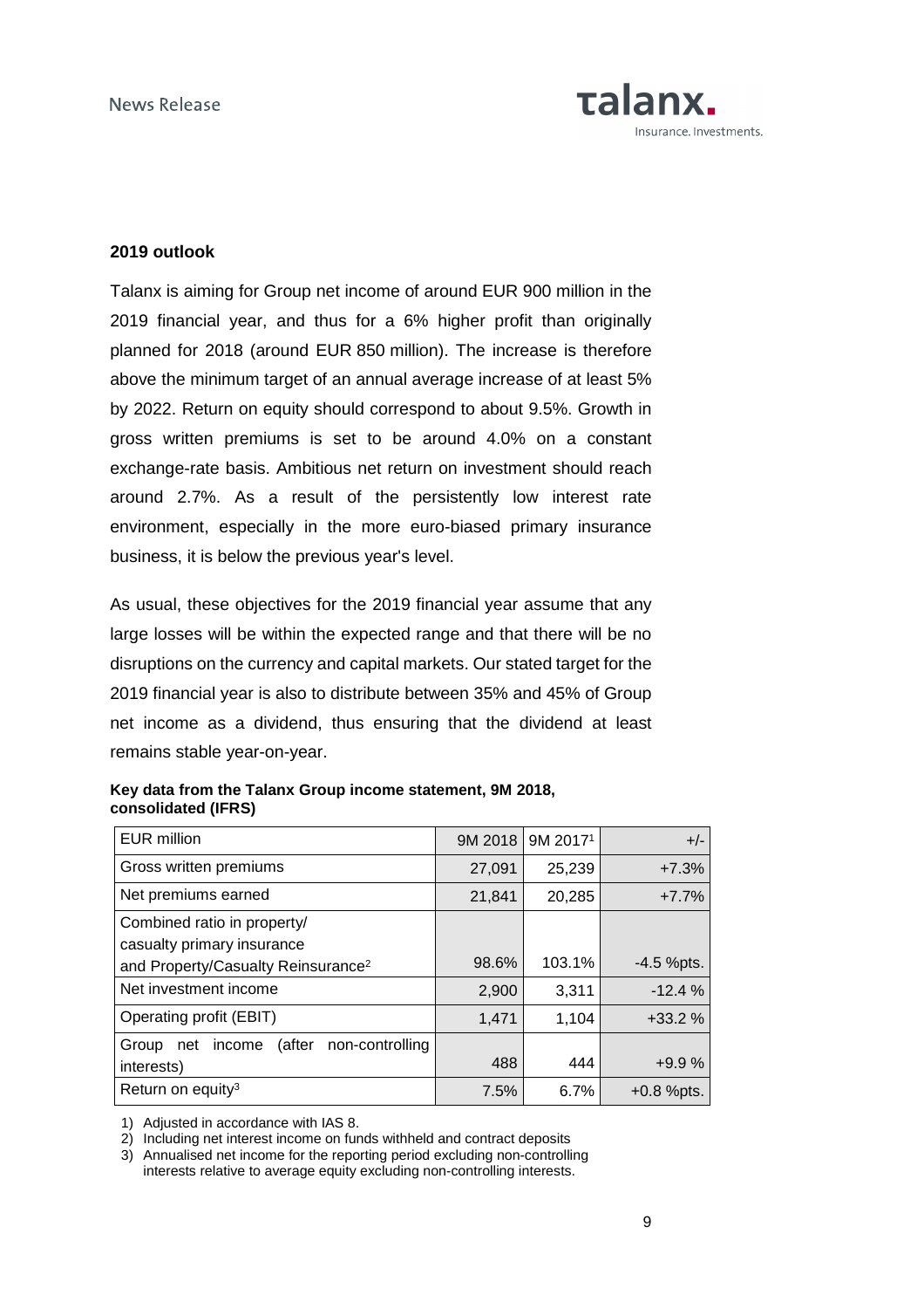## 2019 outlook

Talanx is aiming for Group net income of around EUR 900 million in the 2019 financial year, and thus for a 6% higher profit than originally planned for 2018 (around EUR 850 million). The increase is therefore above the minimum target of an annual average increase of at least 5% by 2022. Return on equity should correspond to about 9.5%. Growth in gross written premiums is set to be around 4.0% on a constant exchange-rate basis. Ambitious net return on investment should reach around 2.7%. As a result of the persistently low interest rate environment, especially in the more euro-biased primary insurance business, it is below the previous year's level.

As usual, these objectives for the 2019 financial year assume that any large losses will be within the expected range and that there will be no disruptions on the currency and capital markets. Our stated target for the 2019 financial year is also to distribute between 35% and 45% of Group net income as a dividend, thus ensuring that the dividend at least remains stable year-on-year.

**Key data from the Talanx Group income statement, 9M 2018, consolidated (IFRS)**

| EUR million | 9M 2018 | 9M 2017[1] | +/- |
|---|---|---|---|
| Gross written premiums | 27,091 | 25,239 | +7.3% |
| Net premiums earned | 21,841 | 20,285 | +7.7% |
| Combined ratio in property/ casualty primary insurance and Property/Casualty Reinsurance[2] | 98.6% | 103.1% | -4.5 %pts. |
| Net investment income | 2,900 | 3,311 | -12.4 % |
| Operating profit (EBIT) | 1,471 | 1,104 | +33.2 % |
| Group net income (after non-controlling interests) | 488 | 444 | +9.9 % |
| Return on equity[3] | 7.5% | 6.7% | +0.8 %pts. |

1) Adjusted in accordance with IAS 8.
2) Including net interest income on funds withheld and contract deposits
3) Annualised net income for the reporting period excluding non-controlling interests relative to average equity excluding non-controlling interests.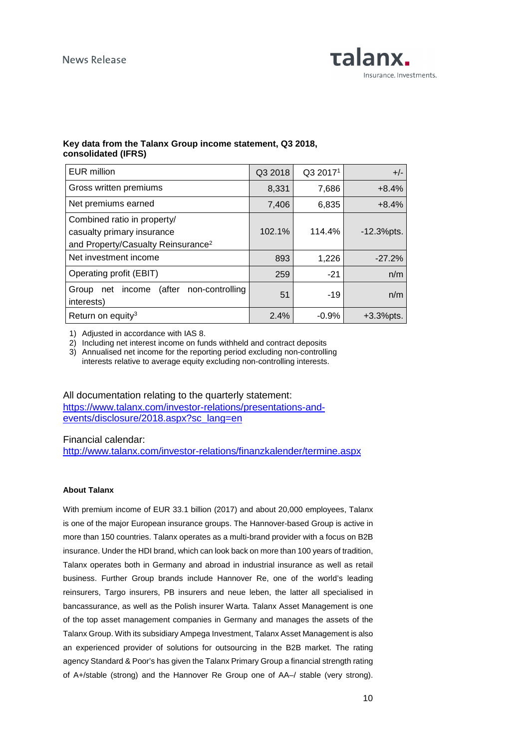**Key data from the Talanx Group income statement, Q3 2018, consolidated (IFRS)**

| EUR million | Q3 2018 | Q3 2017[1] | +/- |
|---|---|---|---|
| Gross written premiums | 8,331 | 7,686 | +8.4% |
| Net premiums earned | 7,406 | 6,835 | +8.4% |
| Combined ratio in property/ casualty primary insurance and Property/Casualty Reinsurance[2] | 102.1% | 114.4% | -12.3%pts. |
| Net investment income | 893 | 1,226 | -27.2% |
| Operating profit (EBIT) | 259 | -21 | n/m |
| Group net income (after non-controlling interests) | 51 | -19 | n/m |
| Return on equity[3] | 2.4% | -0.9% | +3.3%pts. |

1) Adjusted in accordance with IAS 8.
2) Including net interest income on funds withheld and contract deposits
3) Annualised net income for the reporting period excluding non-controlling interests relative to average equity excluding non-controlling interests.

All documentation relating to the quarterly statement:
https://www.talanx.com/investor-relations/presentations-and-events/disclosure/2018.aspx?sc_lang=en

Financial calendar:
http://www.talanx.com/investor-relations/finanzkalender/termine.aspx

**About Talanx**

With premium income of EUR 33.1 billion (2017) and about 20,000 employees, Talanx is one of the major European insurance groups. The Hannover-based Group is active in more than 150 countries. Talanx operates as a multi-brand provider with a focus on B2B insurance. Under the HDI brand, which can look back on more than 100 years of tradition, Talanx operates both in Germany and abroad in industrial insurance as well as retail business. Further Group brands include Hannover Re, one of the world's leading reinsurers, Targo insurers, PB insurers and neue leben, the latter all specialised in bancassurance, as well as the Polish insurer Warta. Talanx Asset Management is one of the top asset management companies in Germany and manages the assets of the Talanx Group. With its subsidiary Ampega Investment, Talanx Asset Management is also an experienced provider of solutions for outsourcing in the B2B market. The rating agency Standard & Poor's has given the Talanx Primary Group a financial strength rating of A+/stable (strong) and the Hannover Re Group one of AA–/ stable (very strong).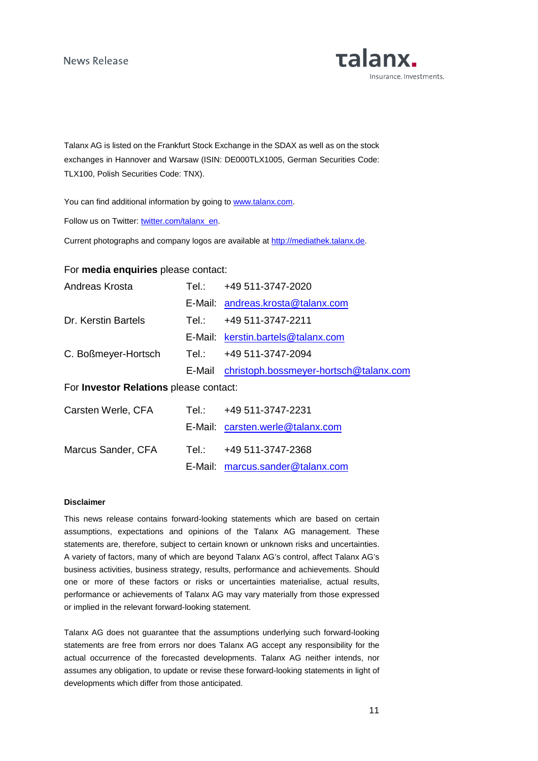Talanx AG is listed on the Frankfurt Stock Exchange in the SDAX as well as on the stock exchanges in Hannover and Warsaw (ISIN: DE000TLX1005, German Securities Code: TLX100, Polish Securities Code: TNX).

You can find additional information by going to www.talanx.com.

Follow us on Twitter: twitter.com/talanx_en.

Current photographs and company logos are available at http://mediathek.talanx.de.

For **media enquiries** please contact:

| | | |
|---|---|---|
| Andreas Krosta | Tel.: | +49 511-3747-2020 |
| | E-Mail: | andreas.krosta@talanx.com |
| Dr. Kerstin Bartels | Tel.: | +49 511-3747-2211 |
| | E-Mail: | kerstin.bartels@talanx.com |
| C. Boßmeyer-Hortsch | Tel.: | +49 511-3747-2094 |
| | E-Mail | christoph.bossmeyer-hortsch@talanx.com |

For **Investor Relations** please contact:

| | | |
|---|---|---|
| Carsten Werle, CFA | Tel.: | +49 511-3747-2231 |
| | E-Mail: | carsten.werle@talanx.com |
| Marcus Sander, CFA | Tel.: | +49 511-3747-2368 |
| | E-Mail: | marcus.sander@talanx.com |

**Disclaimer**

This news release contains forward-looking statements which are based on certain assumptions, expectations and opinions of the Talanx AG management. These statements are, therefore, subject to certain known or unknown risks and uncertainties. A variety of factors, many of which are beyond Talanx AG's control, affect Talanx AG's business activities, business strategy, results, performance and achievements. Should one or more of these factors or risks or uncertainties materialise, actual results, performance or achievements of Talanx AG may vary materially from those expressed or implied in the relevant forward-looking statement.

Talanx AG does not guarantee that the assumptions underlying such forward-looking statements are free from errors nor does Talanx AG accept any responsibility for the actual occurrence of the forecasted developments. Talanx AG neither intends, nor assumes any obligation, to update or revise these forward-looking statements in light of developments which differ from those anticipated.